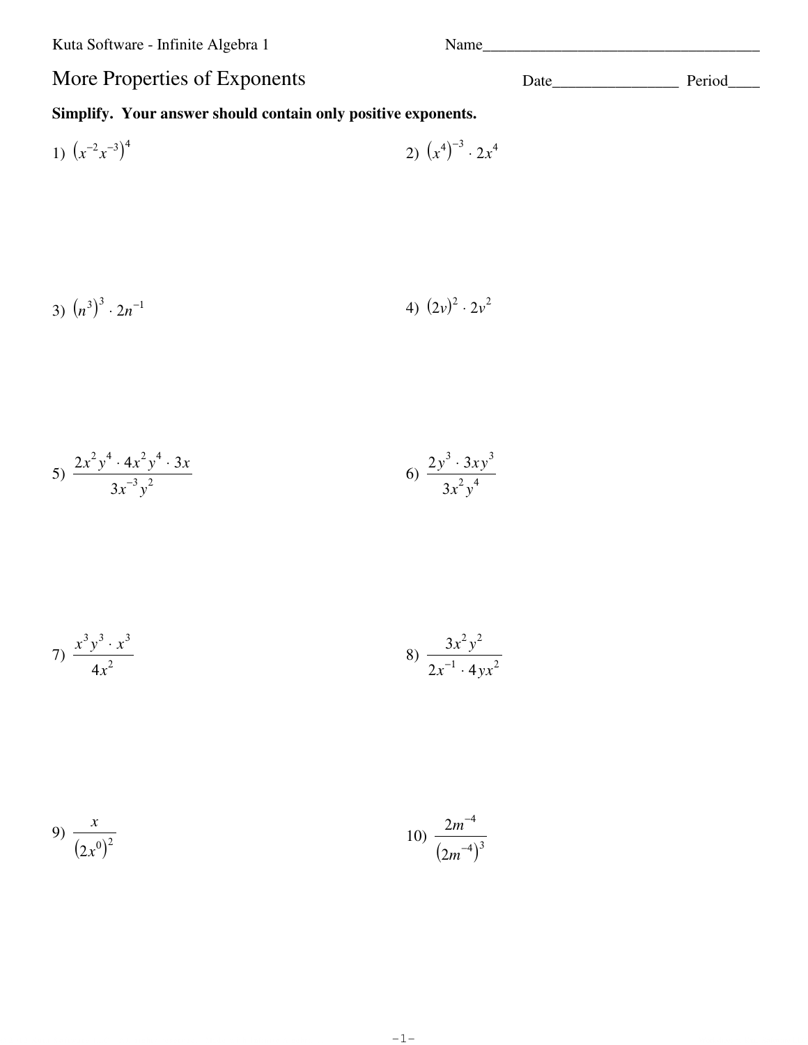Kuta Software - Infinite Algebra 1

Name\_\_\_\_\_\_\_\_\_\_\_\_\_\_\_\_\_\_\_\_\_\_\_\_\_\_\_\_\_\_\_\_\_\_\_\_

# More Properties of Exponents

Date\_\_\_\_\_\_\_\_\_\_\_\_\_\_\_\_ Period\_\_\_\_

**Simplify. Your answer should contain only positive exponents.**

1) $(x^{-2}x^{-3})^4$

2) $(x^4)^{-3} \cdot 2x^4$

3) $(n^3)^3 \cdot 2n^{-1}$

4) $(2v)^2 \cdot 2v^2$

5) $\dfrac{2x^2y^4 \cdot 4x^2y^4 \cdot 3x}{3x^{-3}y^2}$

6) $\dfrac{2y^3 \cdot 3xy^3}{3x^2y^4}$

7) $\dfrac{x^3y^3 \cdot x^3}{4x^2}$

8) $\dfrac{3x^2y^2}{2x^{-1} \cdot 4yx^2}$

9) $\dfrac{x}{(2x^0)^2}$

10) $\dfrac{2m^{-4}}{(2m^{-4})^3}$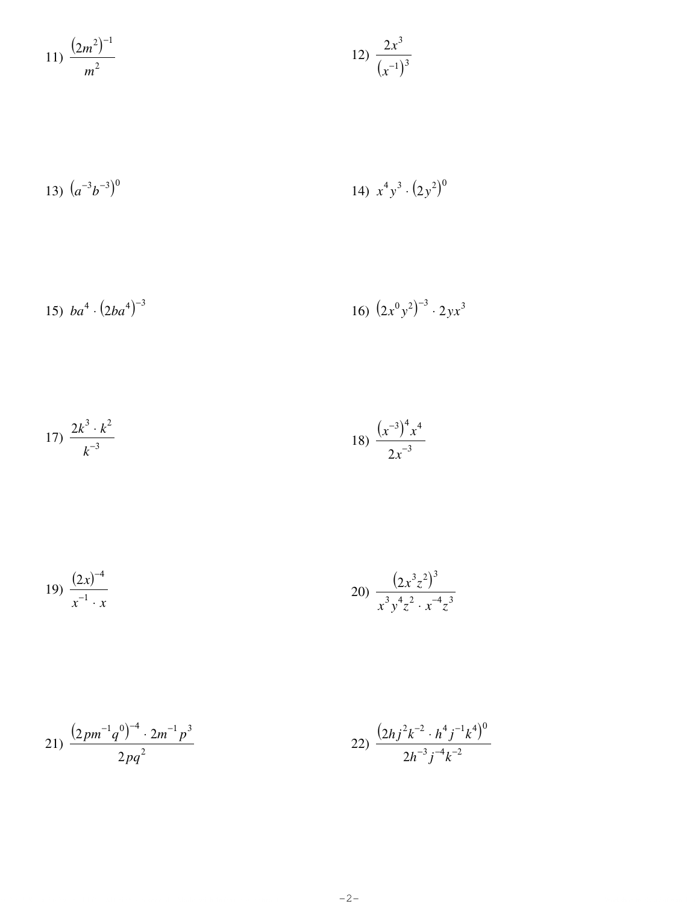11) $\dfrac{(2m^2)^{-1}}{m^2}$

12) $\dfrac{2x^3}{(x^{-1})^3}$

13) $(a^{-3}b^{-3})^0$

14) $x^4y^3 \cdot (2y^2)^0$

15) $ba^4 \cdot (2ba^4)^{-3}$

16) $(2x^0y^2)^{-3} \cdot 2yx^3$

17) $\dfrac{2k^3 \cdot k^2}{k^{-3}}$

18) $\dfrac{(x^{-3})^4 x^4}{2x^{-3}}$

19) $\dfrac{(2x)^{-4}}{x^{-1} \cdot x}$

20) $\dfrac{(2x^3z^2)^3}{x^3y^4z^2 \cdot x^{-4}z^3}$

21) $\dfrac{(2pm^{-1}q^0)^{-4} \cdot 2m^{-1}p^3}{2pq^2}$

22) $\dfrac{(2hj^2k^{-2} \cdot h^4j^{-1}k^4)^0}{2h^{-3}j^{-4}k^{-2}}$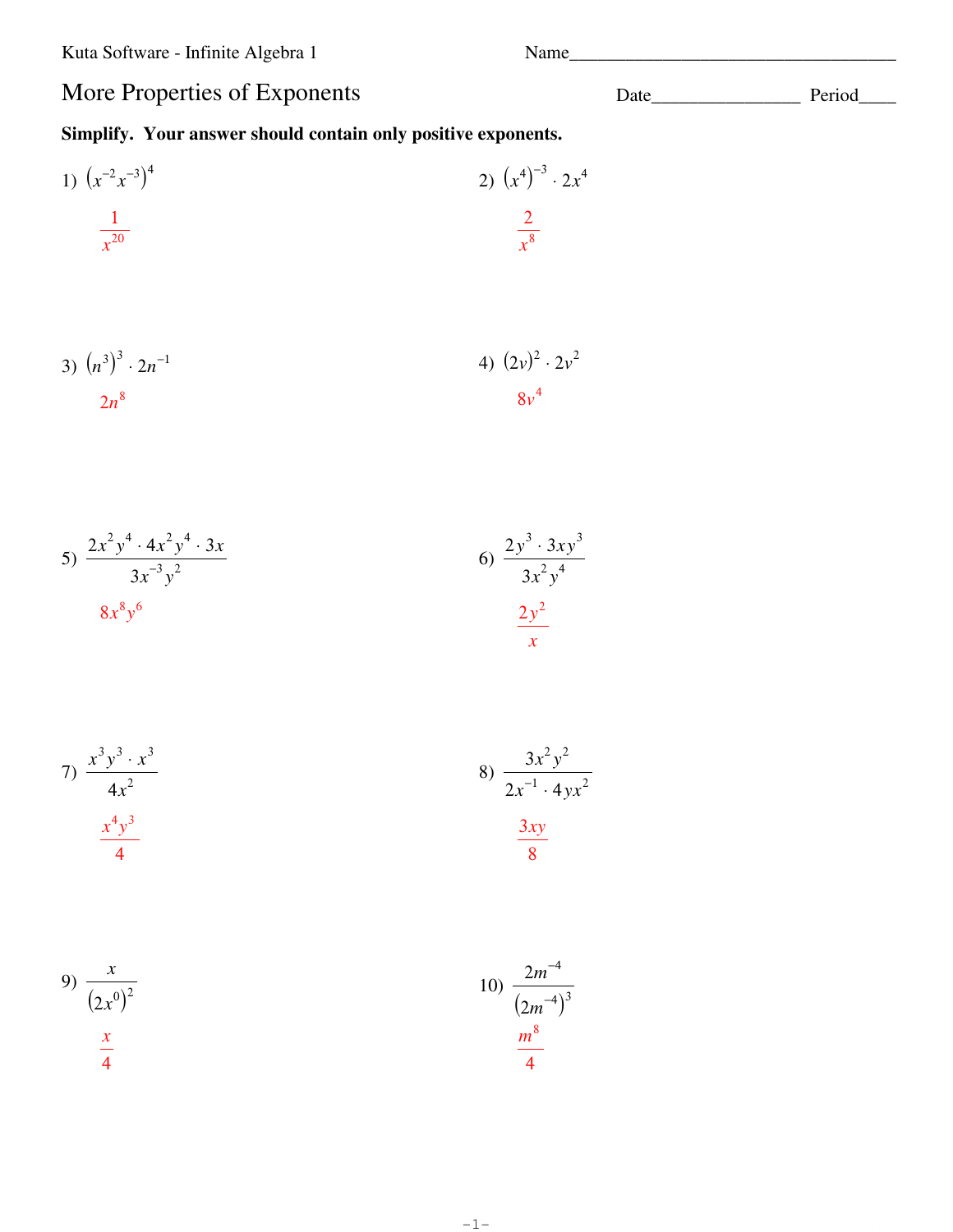Kuta Software - Infinite Algebra 1

Name____________________

# More Properties of Exponents

Date________________ Period____

**Simplify. Your answer should contain only positive exponents.**

1) $\left(x^{-2}x^{-3}\right)^{4}$

$\frac{1}{x^{20}}$

2) $\left(x^{4}\right)^{-3} \cdot 2x^{4}$

$\frac{2}{x^{8}}$

3) $\left(n^{3}\right)^{3} \cdot 2n^{-1}$

$2n^{8}$

4) $(2v)^{2} \cdot 2v^{2}$

$8v^{4}$

5) $\frac{2x^{2}y^{4} \cdot 4x^{2}y^{4} \cdot 3x}{3x^{-3}y^{2}}$

$8x^{8}y^{6}$

6) $\frac{2y^{3} \cdot 3xy^{3}}{3x^{2}y^{4}}$

$\frac{2y^{2}}{x}$

7) $\frac{x^{3}y^{3} \cdot x^{3}}{4x^{2}}$

$\frac{x^{4}y^{3}}{4}$

8) $\frac{3x^{2}y^{2}}{2x^{-1} \cdot 4yx^{2}}$

$\frac{3xy}{8}$

9) $\frac{x}{\left(2x^{0}\right)^{2}}$

$\frac{x}{4}$

10) $\frac{2m^{-4}}{\left(2m^{-4}\right)^{3}}$

$\frac{m^{8}}{4}$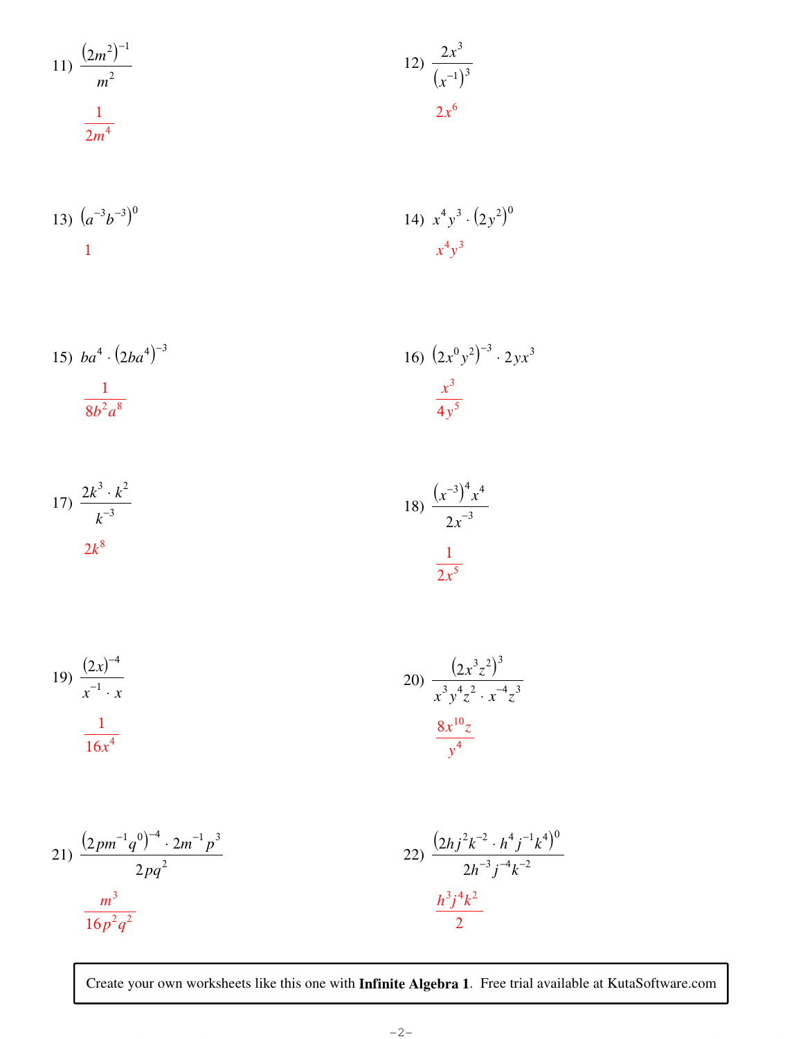11) $\dfrac{(2m^2)^{-1}}{m^2}$

$\dfrac{1}{2m^4}$

12) $\dfrac{2x^3}{(x^{-1})^3}$

$2x^6$

13) $(a^{-3}b^{-3})^0$

$1$

14) $x^4y^3 \cdot (2y^2)^0$

$x^4y^3$

15) $ba^4 \cdot (2ba^4)^{-3}$

$\dfrac{1}{8b^2a^8}$

16) $(2x^0y^2)^{-3} \cdot 2yx^3$

$\dfrac{x^3}{4y^5}$

17) $\dfrac{2k^3 \cdot k^2}{k^{-3}}$

$2k^8$

18) $\dfrac{(x^{-3})^4 x^4}{2x^{-3}}$

$\dfrac{1}{2x^5}$

19) $\dfrac{(2x)^{-4}}{x^{-1} \cdot x}$

$\dfrac{1}{16x^4}$

20) $\dfrac{(2x^3z^2)^3}{x^3y^4z^2 \cdot x^{-4}z^3}$

$\dfrac{8x^{10}z}{y^4}$

21) $\dfrac{(2pm^{-1}q^0)^{-4} \cdot 2m^{-1}p^3}{2pq^2}$

$\dfrac{m^3}{16p^2q^2}$

22) $\dfrac{(2hj^2k^{-2} \cdot h^4j^{-1}k^4)^0}{2h^{-3}j^{-4}k^{-2}}$

$\dfrac{h^3j^4k^2}{2}$

Create your own worksheets like this one with **Infinite Algebra 1**. Free trial available at KutaSoftware.com